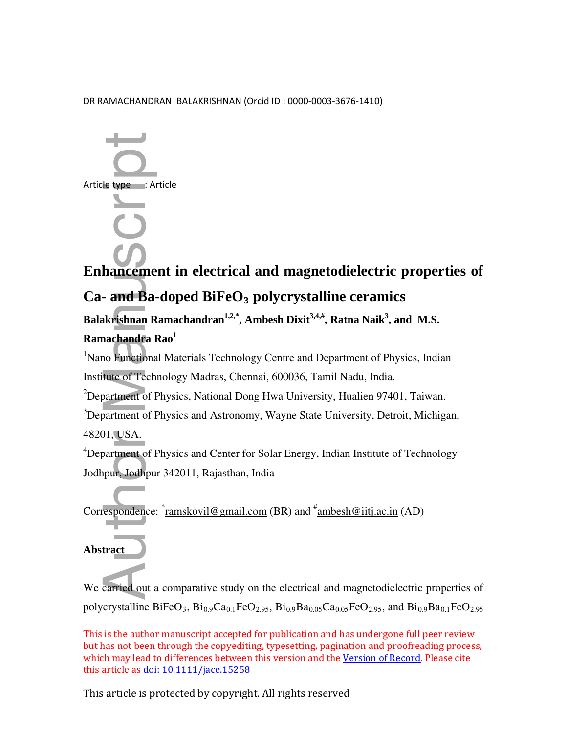DR RAMACHANDRAN BALAKRISHNAN (Orcid ID : 0000-0003-3676-1410)

Article type : Article

# Enhancement in electrical and magnetodielectric properties of Ca- and Ba-doped $BiFeO_3$ polycrystalline ceramics

**Balakrishnan Ramachandran[1,2,*], Ambesh Dixit[3,4,#], Ratna Naik[3], and M.S. Ramachandra Rao[1]**

[1]Nano Functional Materials Technology Centre and Department of Physics, Indian Institute of Technology Madras, Chennai, 600036, Tamil Nadu, India.

[2]Department of Physics, National Dong Hwa University, Hualien 97401, Taiwan.

[3]Department of Physics and Astronomy, Wayne State University, Detroit, Michigan, 48201, USA.

[4]Department of Physics and Center for Solar Energy, Indian Institute of Technology Jodhpur, Jodhpur 342011, Rajasthan, India

Correspondence: *ramskovil@gmail.com (BR) and #ambesh@iitj.ac.in (AD)

## Abstract

We carried out a comparative study on the electrical and magnetodielectric properties of polycrystalline $BiFeO_3$, $Bi_{0.9}Ca_{0.1}FeO_{2.95}$, $Bi_{0.9}Ba_{0.05}Ca_{0.05}FeO_{2.95}$, and $Bi_{0.9}Ba_{0.1}FeO_{2.95}$

This is the author manuscript accepted for publication and has undergone full peer review but has not been through the copyediting, typesetting, pagination and proofreading process, which may lead to differences between this version and the Version of Record. Please cite this article as doi: 10.1111/jace.15258

This article is protected by copyright. All rights reserved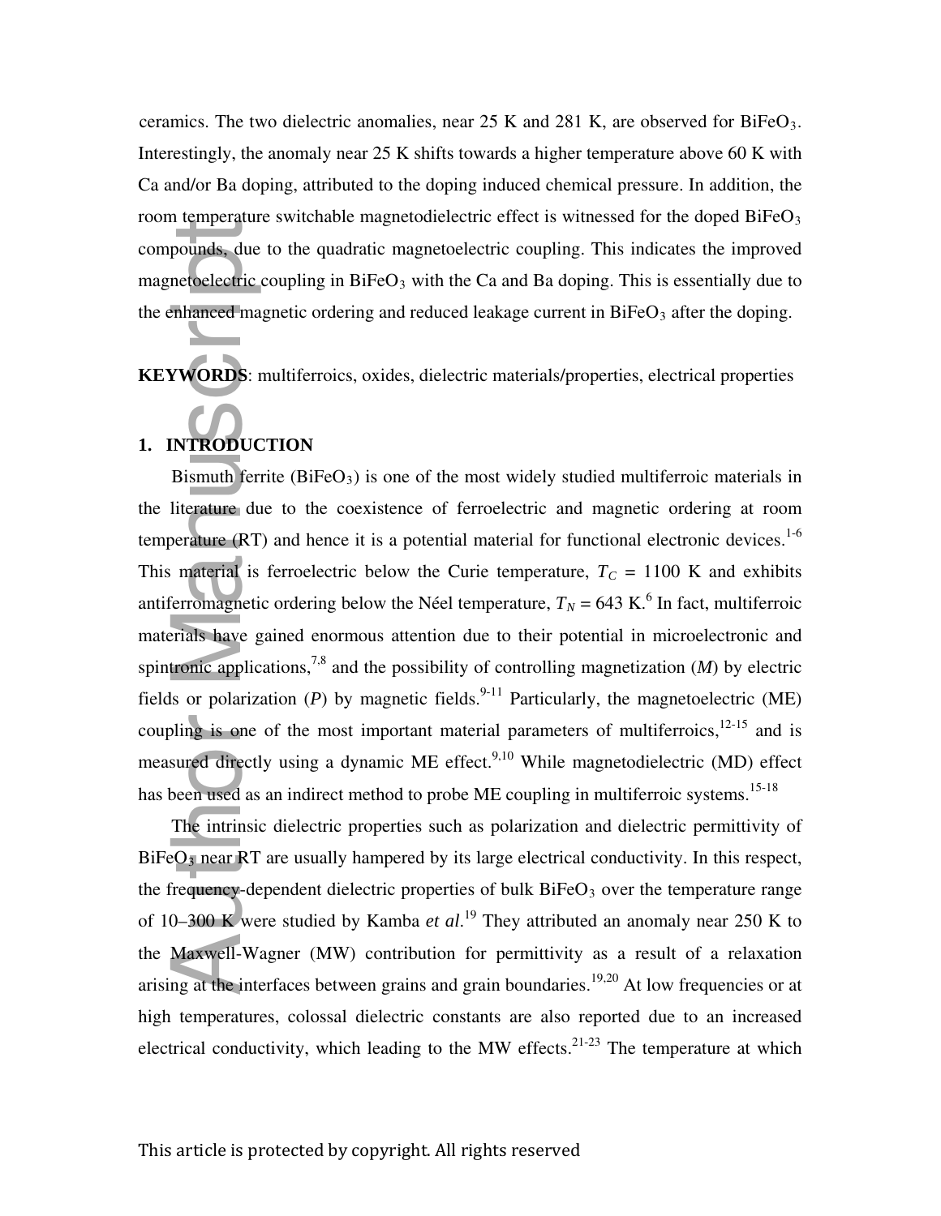ceramics. The two dielectric anomalies, near 25 K and 281 K, are observed for $BiFeO_3$. Interestingly, the anomaly near 25 K shifts towards a higher temperature above 60 K with Ca and/or Ba doping, attributed to the doping induced chemical pressure. In addition, the room temperature switchable magnetodielectric effect is witnessed for the doped $BiFeO_3$ compounds, due to the quadratic magnetoelectric coupling. This indicates the improved magnetoelectric coupling in $BiFeO_3$ with the Ca and Ba doping. This is essentially due to the enhanced magnetic ordering and reduced leakage current in $BiFeO_3$ after the doping.

**KEYWORDS**: multiferroics, oxides, dielectric materials/properties, electrical properties

## 1. INTRODUCTION

Bismuth ferrite ($BiFeO_3$) is one of the most widely studied multiferroic materials in the literature due to the coexistence of ferroelectric and magnetic ordering at room temperature (RT) and hence it is a potential material for functional electronic devices.[1-6] This material is ferroelectric below the Curie temperature, $T_C$ = 1100 K and exhibits antiferromagnetic ordering below the Néel temperature, $T_N$ = 643 K.[6] In fact, multiferroic materials have gained enormous attention due to their potential in microelectronic and spintronic applications,[7,8] and the possibility of controlling magnetization (*M*) by electric fields or polarization (*P*) by magnetic fields.[9-11] Particularly, the magnetoelectric (ME) coupling is one of the most important material parameters of multiferroics,[12-15] and is measured directly using a dynamic ME effect.[9,10] While magnetodielectric (MD) effect has been used as an indirect method to probe ME coupling in multiferroic systems.[15-18]

The intrinsic dielectric properties such as polarization and dielectric permittivity of $BiFeO_3$ near RT are usually hampered by its large electrical conductivity. In this respect, the frequency-dependent dielectric properties of bulk $BiFeO_3$ over the temperature range of 10–300 K were studied by Kamba *et al.*[19] They attributed an anomaly near 250 K to the Maxwell-Wagner (MW) contribution for permittivity as a result of a relaxation arising at the interfaces between grains and grain boundaries.[19,20] At low frequencies or at high temperatures, colossal dielectric constants are also reported due to an increased electrical conductivity, which leading to the MW effects.[21-23] The temperature at which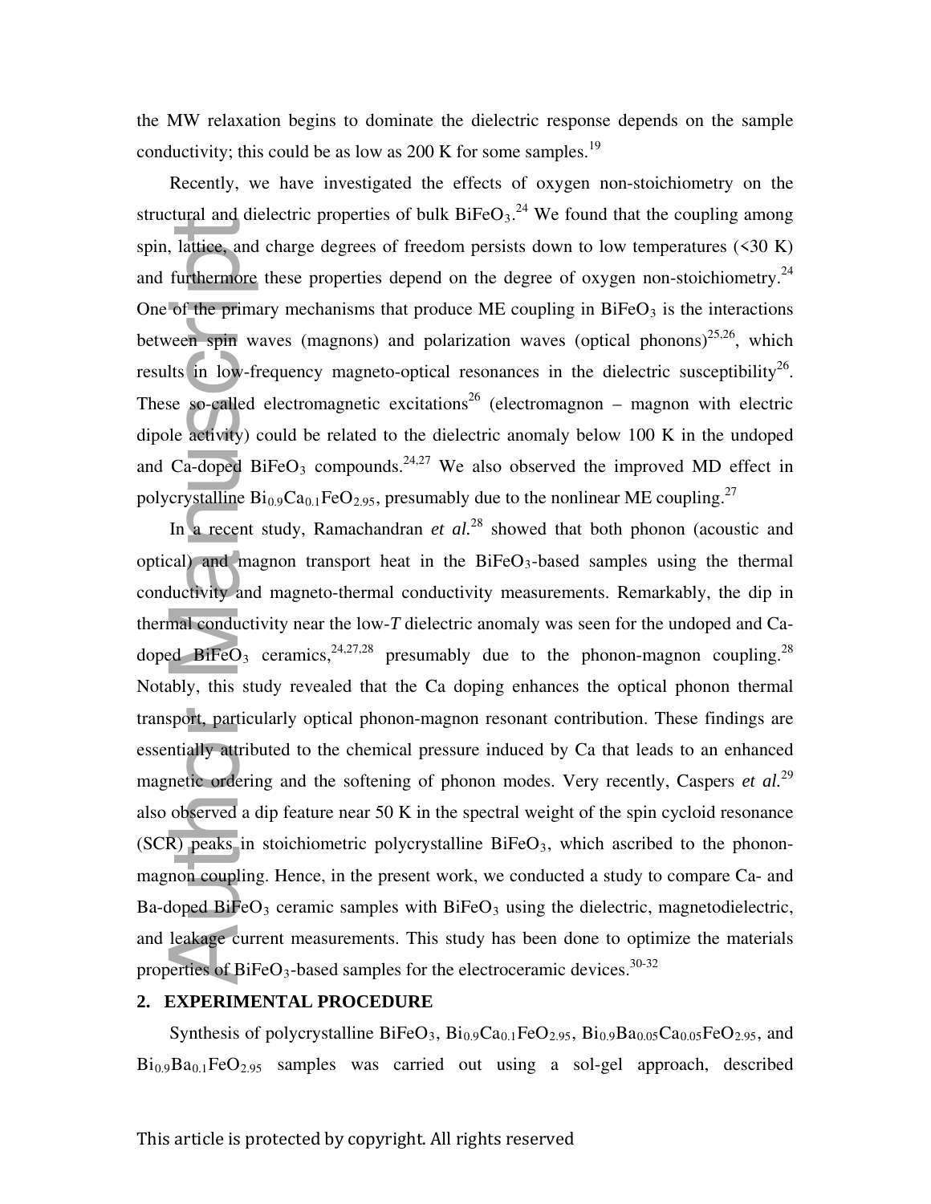the MW relaxation begins to dominate the dielectric response depends on the sample conductivity; this could be as low as 200 K for some samples.[19]

Recently, we have investigated the effects of oxygen non-stoichiometry on the structural and dielectric properties of bulk $BiFeO_3$.[24] We found that the coupling among spin, lattice, and charge degrees of freedom persists down to low temperatures (<30 K) and furthermore these properties depend on the degree of oxygen non-stoichiometry.[24] One of the primary mechanisms that produce ME coupling in $BiFeO_3$ is the interactions between spin waves (magnons) and polarization waves (optical phonons)[25,26], which results in low-frequency magneto-optical resonances in the dielectric susceptibility[26]. These so-called electromagnetic excitations[26] (electromagnon – magnon with electric dipole activity) could be related to the dielectric anomaly below 100 K in the undoped and Ca-doped $BiFeO_3$ compounds.[24,27] We also observed the improved MD effect in polycrystalline $Bi_{0.9}Ca_{0.1}FeO_{2.95}$, presumably due to the nonlinear ME coupling.[27]

In a recent study, Ramachandran *et al.*[28] showed that both phonon (acoustic and optical) and magnon transport heat in the $BiFeO_3$-based samples using the thermal conductivity and magneto-thermal conductivity measurements. Remarkably, the dip in thermal conductivity near the low-*T* dielectric anomaly was seen for the undoped and Ca-doped $BiFeO_3$ ceramics,[24,27,28] presumably due to the phonon-magnon coupling.[28] Notably, this study revealed that the Ca doping enhances the optical phonon thermal transport, particularly optical phonon-magnon resonant contribution. These findings are essentially attributed to the chemical pressure induced by Ca that leads to an enhanced magnetic ordering and the softening of phonon modes. Very recently, Caspers *et al.*[29] also observed a dip feature near 50 K in the spectral weight of the spin cycloid resonance (SCR) peaks in stoichiometric polycrystalline $BiFeO_3$, which ascribed to the phonon-magnon coupling. Hence, in the present work, we conducted a study to compare Ca- and Ba-doped $BiFeO_3$ ceramic samples with $BiFeO_3$ using the dielectric, magnetodielectric, and leakage current measurements. This study has been done to optimize the materials properties of $BiFeO_3$-based samples for the electroceramic devices.[30-32]

## 2. EXPERIMENTAL PROCEDURE

Synthesis of polycrystalline $BiFeO_3$, $Bi_{0.9}Ca_{0.1}FeO_{2.95}$, $Bi_{0.9}Ba_{0.05}Ca_{0.05}FeO_{2.95}$, and $Bi_{0.9}Ba_{0.1}FeO_{2.95}$ samples was carried out using a sol-gel approach, described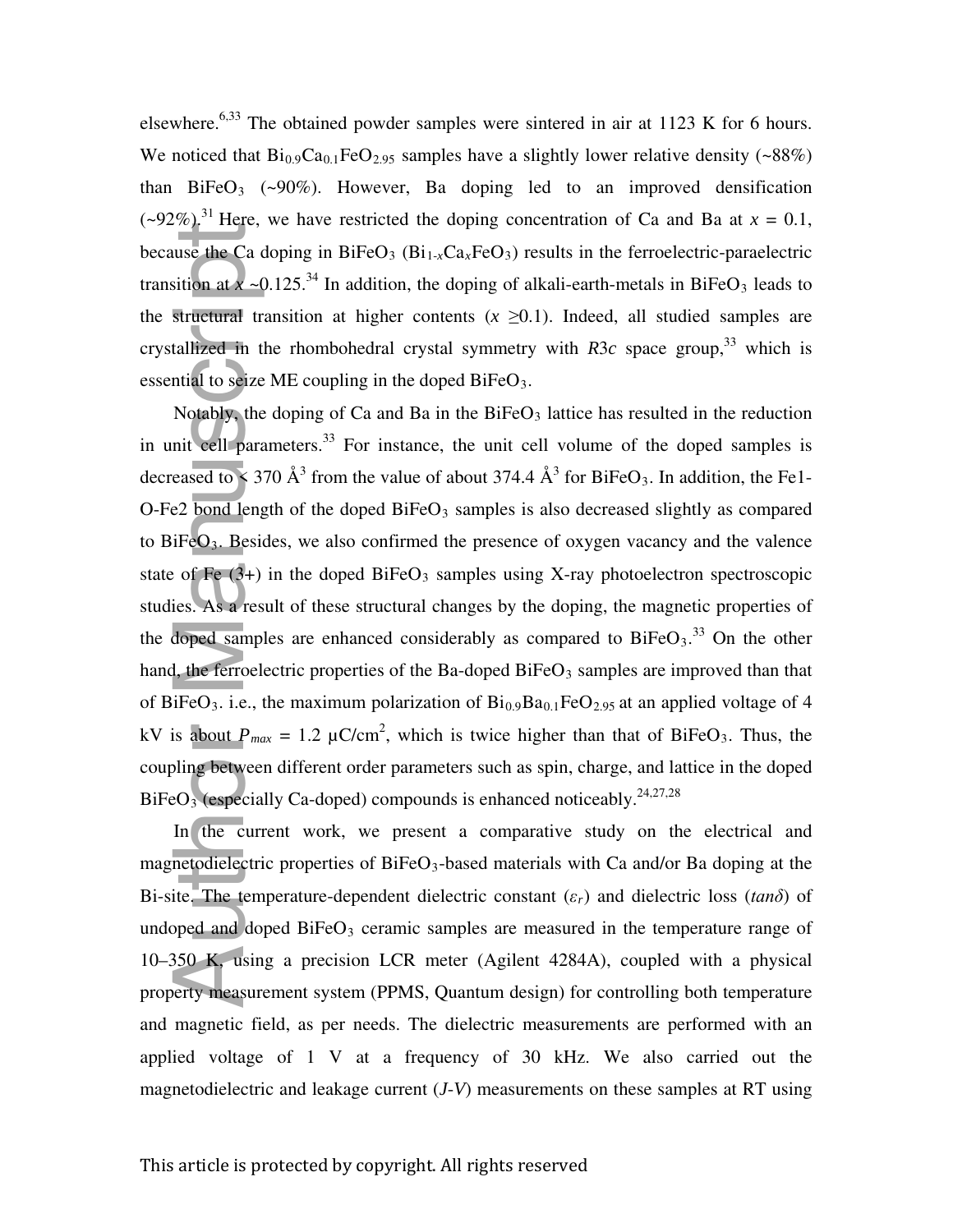elsewhere.[6,33] The obtained powder samples were sintered in air at 1123 K for 6 hours. We noticed that $Bi_{0.9}Ca_{0.1}FeO_{2.95}$ samples have a slightly lower relative density (~88%) than $BiFeO_3$ (~90%). However, Ba doping led to an improved densification (~92%).[31] Here, we have restricted the doping concentration of Ca and Ba at $x$ = 0.1, because the Ca doping in $BiFeO_3$ ($Bi_{1-x}Ca_xFeO_3$) results in the ferroelectric-paraelectric transition at $x$ ~0.125.[34] In addition, the doping of alkali-earth-metals in $BiFeO_3$ leads to the structural transition at higher contents ($x$ ≥0.1). Indeed, all studied samples are crystallized in the rhombohedral crystal symmetry with $R3c$ space group,[33] which is essential to seize ME coupling in the doped $BiFeO_3$.

Notably, the doping of Ca and Ba in the $BiFeO_3$ lattice has resulted in the reduction in unit cell parameters.[33] For instance, the unit cell volume of the doped samples is decreased to < 370 Å$^3$ from the value of about 374.4 Å$^3$ for $BiFeO_3$. In addition, the Fe1-O-Fe2 bond length of the doped $BiFeO_3$ samples is also decreased slightly as compared to $BiFeO_3$. Besides, we also confirmed the presence of oxygen vacancy and the valence state of Fe (3+) in the doped $BiFeO_3$ samples using X-ray photoelectron spectroscopic studies. As a result of these structural changes by the doping, the magnetic properties of the doped samples are enhanced considerably as compared to $BiFeO_3$.[33] On the other hand, the ferroelectric properties of the Ba-doped $BiFeO_3$ samples are improved than that of $BiFeO_3$. i.e., the maximum polarization of $Bi_{0.9}Ba_{0.1}FeO_{2.95}$ at an applied voltage of 4 kV is about $P_{max}$ = 1.2 μC/cm$^2$, which is twice higher than that of $BiFeO_3$. Thus, the coupling between different order parameters such as spin, charge, and lattice in the doped $BiFeO_3$ (especially Ca-doped) compounds is enhanced noticeably.[24,27,28]

In the current work, we present a comparative study on the electrical and magnetodielectric properties of $BiFeO_3$-based materials with Ca and/or Ba doping at the Bi-site. The temperature-dependent dielectric constant ($\varepsilon_r$) and dielectric loss ($tan\delta$) of undoped and doped $BiFeO_3$ ceramic samples are measured in the temperature range of 10–350 K, using a precision LCR meter (Agilent 4284A), coupled with a physical property measurement system (PPMS, Quantum design) for controlling both temperature and magnetic field, as per needs. The dielectric measurements are performed with an applied voltage of 1 V at a frequency of 30 kHz. We also carried out the magnetodielectric and leakage current ($J$-$V$) measurements on these samples at RT using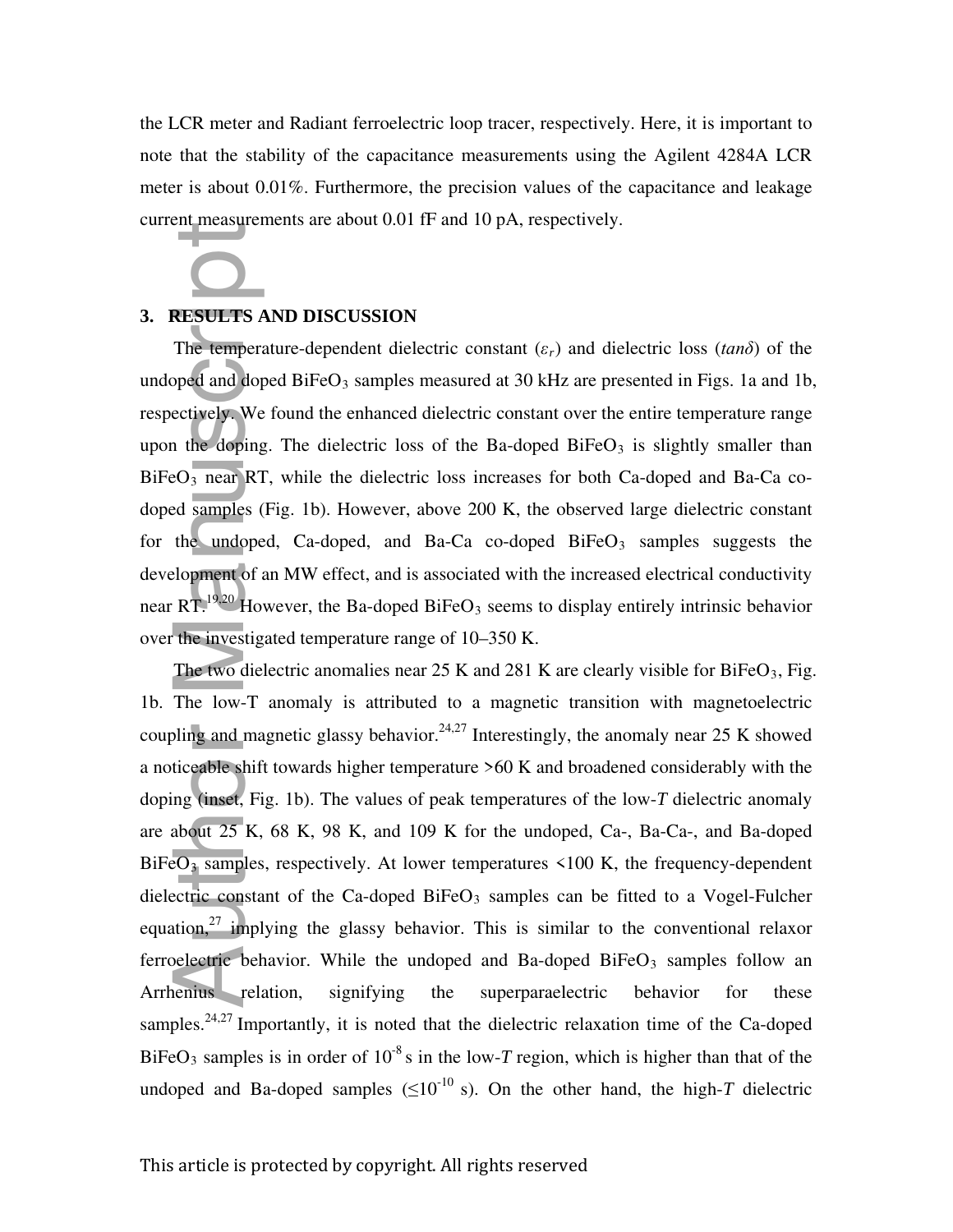the LCR meter and Radiant ferroelectric loop tracer, respectively. Here, it is important to note that the stability of the capacitance measurements using the Agilent 4284A LCR meter is about 0.01%. Furthermore, the precision values of the capacitance and leakage current measurements are about 0.01 fF and 10 pA, respectively.

## 3. RESULTS AND DISCUSSION

The temperature-dependent dielectric constant ($\varepsilon_r$) and dielectric loss ($tan\delta$) of the undoped and doped $BiFeO_3$ samples measured at 30 kHz are presented in Figs. 1a and 1b, respectively. We found the enhanced dielectric constant over the entire temperature range upon the doping. The dielectric loss of the Ba-doped $BiFeO_3$ is slightly smaller than $BiFeO_3$ near RT, while the dielectric loss increases for both Ca-doped and Ba-Ca co-doped samples (Fig. 1b). However, above 200 K, the observed large dielectric constant for the undoped, Ca-doped, and Ba-Ca co-doped $BiFeO_3$ samples suggests the development of an MW effect, and is associated with the increased electrical conductivity near RT.[19,20] However, the Ba-doped $BiFeO_3$ seems to display entirely intrinsic behavior over the investigated temperature range of 10–350 K.

The two dielectric anomalies near 25 K and 281 K are clearly visible for $BiFeO_3$, Fig. 1b. The low-T anomaly is attributed to a magnetic transition with magnetoelectric coupling and magnetic glassy behavior.[24,27] Interestingly, the anomaly near 25 K showed a noticeable shift towards higher temperature >60 K and broadened considerably with the doping (inset, Fig. 1b). The values of peak temperatures of the low-*T* dielectric anomaly are about 25 K, 68 K, 98 K, and 109 K for the undoped, Ca-, Ba-Ca-, and Ba-doped $BiFeO_3$ samples, respectively. At lower temperatures <100 K, the frequency-dependent dielectric constant of the Ca-doped $BiFeO_3$ samples can be fitted to a Vogel-Fulcher equation,[27] implying the glassy behavior. This is similar to the conventional relaxor ferroelectric behavior. While the undoped and Ba-doped $BiFeO_3$ samples follow an Arrhenius relation, signifying the superparaelectric behavior for these samples.[24,27] Importantly, it is noted that the dielectric relaxation time of the Ca-doped $BiFeO_3$ samples is in order of $10^{-8}$ s in the low-*T* region, which is higher than that of the undoped and Ba-doped samples ($\leq 10^{-10}$ s). On the other hand, the high-*T* dielectric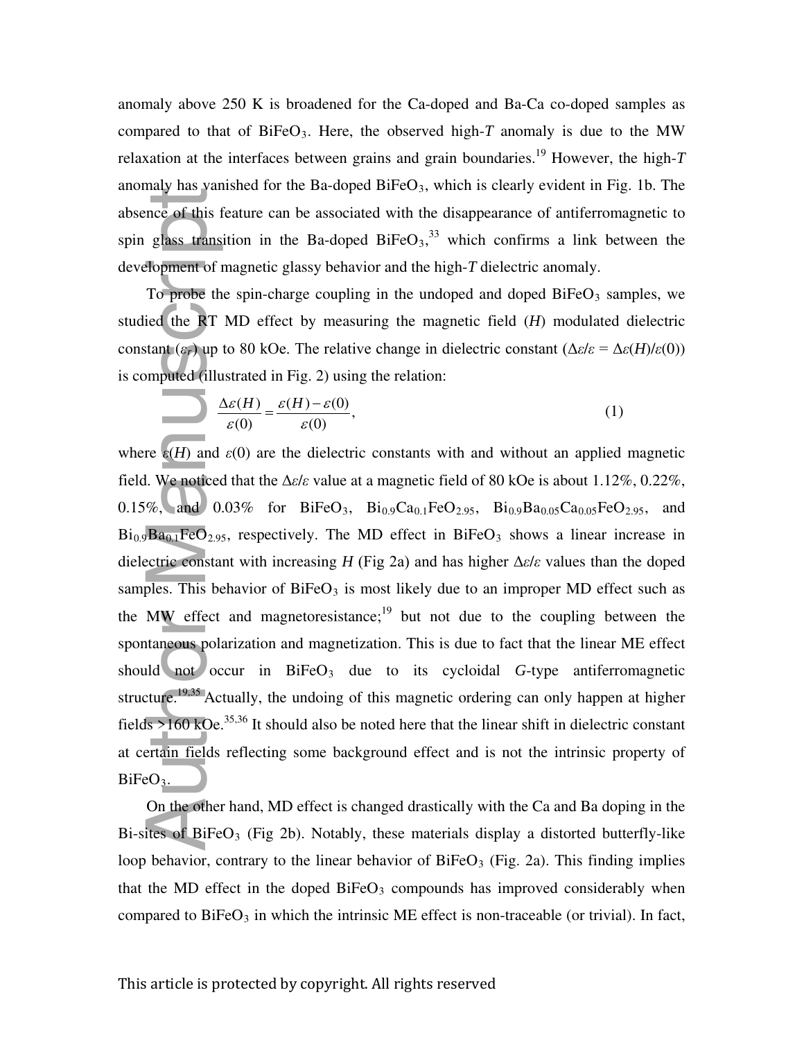anomaly above 250 K is broadened for the Ca-doped and Ba-Ca co-doped samples as compared to that of $BiFeO_3$. Here, the observed high-$T$ anomaly is due to the MW relaxation at the interfaces between grains and grain boundaries.[19] However, the high-$T$ anomaly has vanished for the Ba-doped $BiFeO_3$, which is clearly evident in Fig. 1b. The absence of this feature can be associated with the disappearance of antiferromagnetic to spin glass transition in the Ba-doped $BiFeO_3$,[33] which confirms a link between the development of magnetic glassy behavior and the high-$T$ dielectric anomaly.

To probe the spin-charge coupling in the undoped and doped $BiFeO_3$ samples, we studied the RT MD effect by measuring the magnetic field ($H$) modulated dielectric constant ($\varepsilon_r$) up to 80 kOe. The relative change in dielectric constant ($\Delta\varepsilon/\varepsilon = \Delta\varepsilon(H)/\varepsilon(0)$) is computed (illustrated in Fig. 2) using the relation:

$$\frac{\Delta\varepsilon(H)}{\varepsilon(0)} = \frac{\varepsilon(H) - \varepsilon(0)}{\varepsilon(0)}, \tag{1}$$

where $\varepsilon(H)$ and $\varepsilon(0)$ are the dielectric constants with and without an applied magnetic field. We noticed that the $\Delta\varepsilon/\varepsilon$ value at a magnetic field of 80 kOe is about 1.12%, 0.22%, 0.15%, and 0.03% for $BiFeO_3$, $Bi_{0.9}Ca_{0.1}FeO_{2.95}$, $Bi_{0.9}Ba_{0.05}Ca_{0.05}FeO_{2.95}$, and $Bi_{0.9}Ba_{0.1}FeO_{2.95}$, respectively. The MD effect in $BiFeO_3$ shows a linear increase in dielectric constant with increasing $H$ (Fig 2a) and has higher $\Delta\varepsilon/\varepsilon$ values than the doped samples. This behavior of $BiFeO_3$ is most likely due to an improper MD effect such as the MW effect and magnetoresistance;[19] but not due to the coupling between the spontaneous polarization and magnetization. This is due to fact that the linear ME effect should not occur in $BiFeO_3$ due to its cycloidal $G$-type antiferromagnetic structure.[19,35] Actually, the undoing of this magnetic ordering can only happen at higher fields >160 kOe.[35,36] It should also be noted here that the linear shift in dielectric constant at certain fields reflecting some background effect and is not the intrinsic property of $BiFeO_3$.

On the other hand, MD effect is changed drastically with the Ca and Ba doping in the Bi-sites of $BiFeO_3$ (Fig 2b). Notably, these materials display a distorted butterfly-like loop behavior, contrary to the linear behavior of $BiFeO_3$ (Fig. 2a). This finding implies that the MD effect in the doped $BiFeO_3$ compounds has improved considerably when compared to $BiFeO_3$ in which the intrinsic ME effect is non-traceable (or trivial). In fact,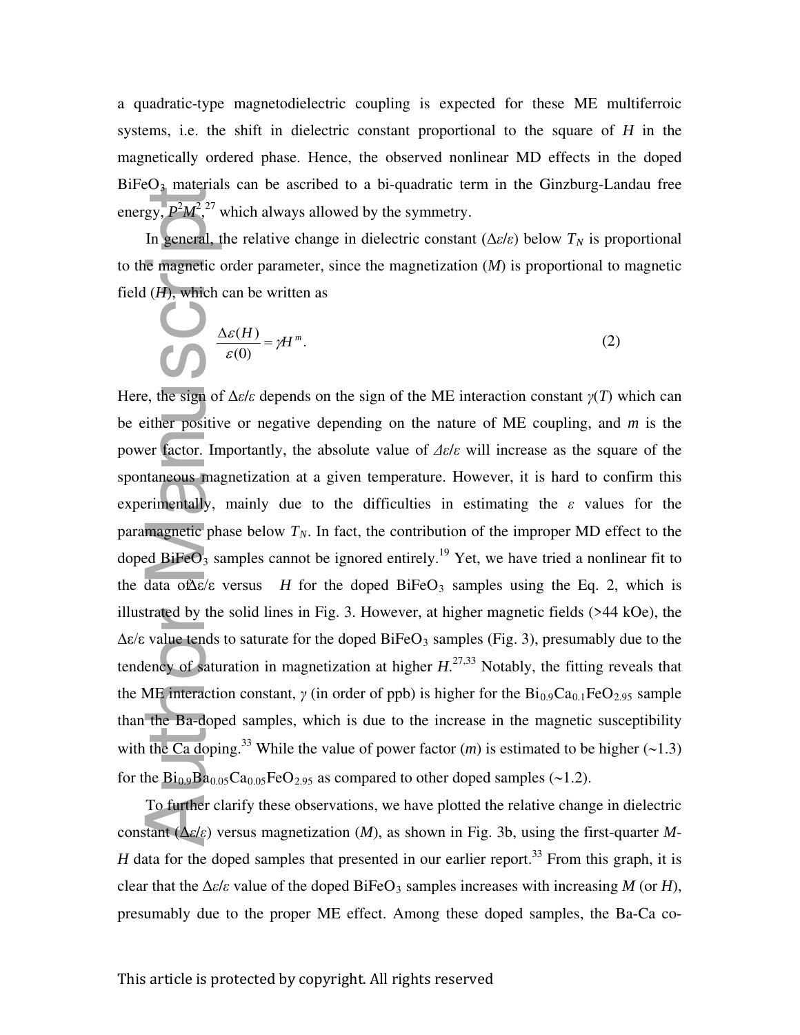a quadratic-type magnetodielectric coupling is expected for these ME multiferroic systems, i.e. the shift in dielectric constant proportional to the square of $H$ in the magnetically ordered phase. Hence, the observed nonlinear MD effects in the doped $BiFeO_3$ materials can be ascribed to a bi-quadratic term in the Ginzburg-Landau free energy, $P^2M^2$,[27] which always allowed by the symmetry.

In general, the relative change in dielectric constant ($\Delta\varepsilon/\varepsilon$) below $T_N$ is proportional to the magnetic order parameter, since the magnetization ($M$) is proportional to magnetic field ($H$), which can be written as

$$\frac{\Delta\varepsilon(H)}{\varepsilon(0)} = \gamma H^m. \tag{2}$$

Here, the sign of $\Delta\varepsilon/\varepsilon$ depends on the sign of the ME interaction constant $\gamma(T)$ which can be either positive or negative depending on the nature of ME coupling, and $m$ is the power factor. Importantly, the absolute value of $\Delta\varepsilon/\varepsilon$ will increase as the square of the spontaneous magnetization at a given temperature. However, it is hard to confirm this experimentally, mainly due to the difficulties in estimating the $\varepsilon$ values for the paramagnetic phase below $T_N$. In fact, the contribution of the improper MD effect to the doped $BiFeO_3$ samples cannot be ignored entirely.[19] Yet, we have tried a nonlinear fit to the data of $\Delta\varepsilon/\varepsilon$ versus $H$ for the doped $BiFeO_3$ samples using the Eq. 2, which is illustrated by the solid lines in Fig. 3. However, at higher magnetic fields (>44 kOe), the $\Delta\varepsilon/\varepsilon$ value tends to saturate for the doped $BiFeO_3$ samples (Fig. 3), presumably due to the tendency of saturation in magnetization at higher $H$.[27,33] Notably, the fitting reveals that the ME interaction constant, $\gamma$ (in order of ppb) is higher for the $Bi_{0.9}Ca_{0.1}FeO_{2.95}$ sample than the Ba-doped samples, which is due to the increase in the magnetic susceptibility with the Ca doping.[33] While the value of power factor ($m$) is estimated to be higher (~1.3) for the $Bi_{0.9}Ba_{0.05}Ca_{0.05}FeO_{2.95}$ as compared to other doped samples (~1.2).

To further clarify these observations, we have plotted the relative change in dielectric constant ($\Delta\varepsilon/\varepsilon$) versus magnetization ($M$), as shown in Fig. 3b, using the first-quarter $M$-$H$ data for the doped samples that presented in our earlier report.[33] From this graph, it is clear that the $\Delta\varepsilon/\varepsilon$ value of the doped $BiFeO_3$ samples increases with increasing $M$ (or $H$), presumably due to the proper ME effect. Among these doped samples, the Ba-Ca co-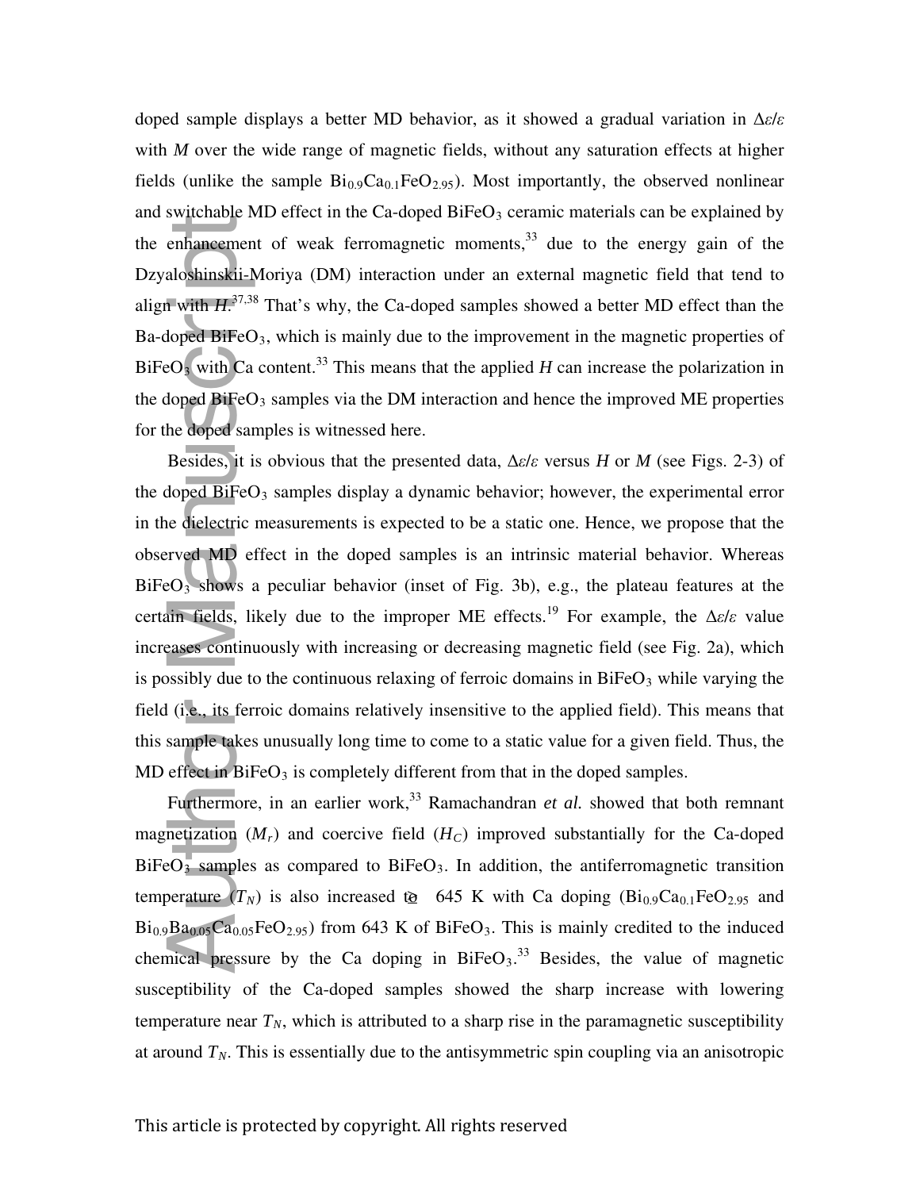doped sample displays a better MD behavior, as it showed a gradual variation in $\Delta\varepsilon/\varepsilon$ with $M$ over the wide range of magnetic fields, without any saturation effects at higher fields (unlike the sample $Bi_{0.9}Ca_{0.1}FeO_{2.95}$). Most importantly, the observed nonlinear and switchable MD effect in the Ca-doped $BiFeO_3$ ceramic materials can be explained by the enhancement of weak ferromagnetic moments,[33] due to the energy gain of the Dzyaloshinskii-Moriya (DM) interaction under an external magnetic field that tend to align with $H$.[37,38] That's why, the Ca-doped samples showed a better MD effect than the Ba-doped $BiFeO_3$, which is mainly due to the improvement in the magnetic properties of $BiFeO_3$ with Ca content.[33] This means that the applied $H$ can increase the polarization in the doped $BiFeO_3$ samples via the DM interaction and hence the improved ME properties for the doped samples is witnessed here.

Besides, it is obvious that the presented data, $\Delta\varepsilon/\varepsilon$ versus $H$ or $M$ (see Figs. 2-3) of the doped $BiFeO_3$ samples display a dynamic behavior; however, the experimental error in the dielectric measurements is expected to be a static one. Hence, we propose that the observed MD effect in the doped samples is an intrinsic material behavior. Whereas $BiFeO_3$ shows a peculiar behavior (inset of Fig. 3b), e.g., the plateau features at the certain fields, likely due to the improper ME effects.[19] For example, the $\Delta\varepsilon/\varepsilon$ value increases continuously with increasing or decreasing magnetic field (see Fig. 2a), which is possibly due to the continuous relaxing of ferroic domains in $BiFeO_3$ while varying the field (i.e., its ferroic domains relatively insensitive to the applied field). This means that this sample takes unusually long time to come to a static value for a given field. Thus, the MD effect in $BiFeO_3$ is completely different from that in the doped samples.

Furthermore, in an earlier work,[33] Ramachandran *et al.* showed that both remnant magnetization ($M_r$) and coercive field ($H_C$) improved substantially for the Ca-doped $BiFeO_3$ samples as compared to $BiFeO_3$. In addition, the antiferromagnetic transition temperature ($T_N$) is also increased to ≈ 645 K with Ca doping ($Bi_{0.9}Ca_{0.1}FeO_{2.95}$ and $Bi_{0.9}Ba_{0.05}Ca_{0.05}FeO_{2.95}$) from 643 K of $BiFeO_3$. This is mainly credited to the induced chemical pressure by the Ca doping in $BiFeO_3$.[33] Besides, the value of magnetic susceptibility of the Ca-doped samples showed the sharp increase with lowering temperature near $T_N$, which is attributed to a sharp rise in the paramagnetic susceptibility at around $T_N$. This is essentially due to the antisymmetric spin coupling via an anisotropic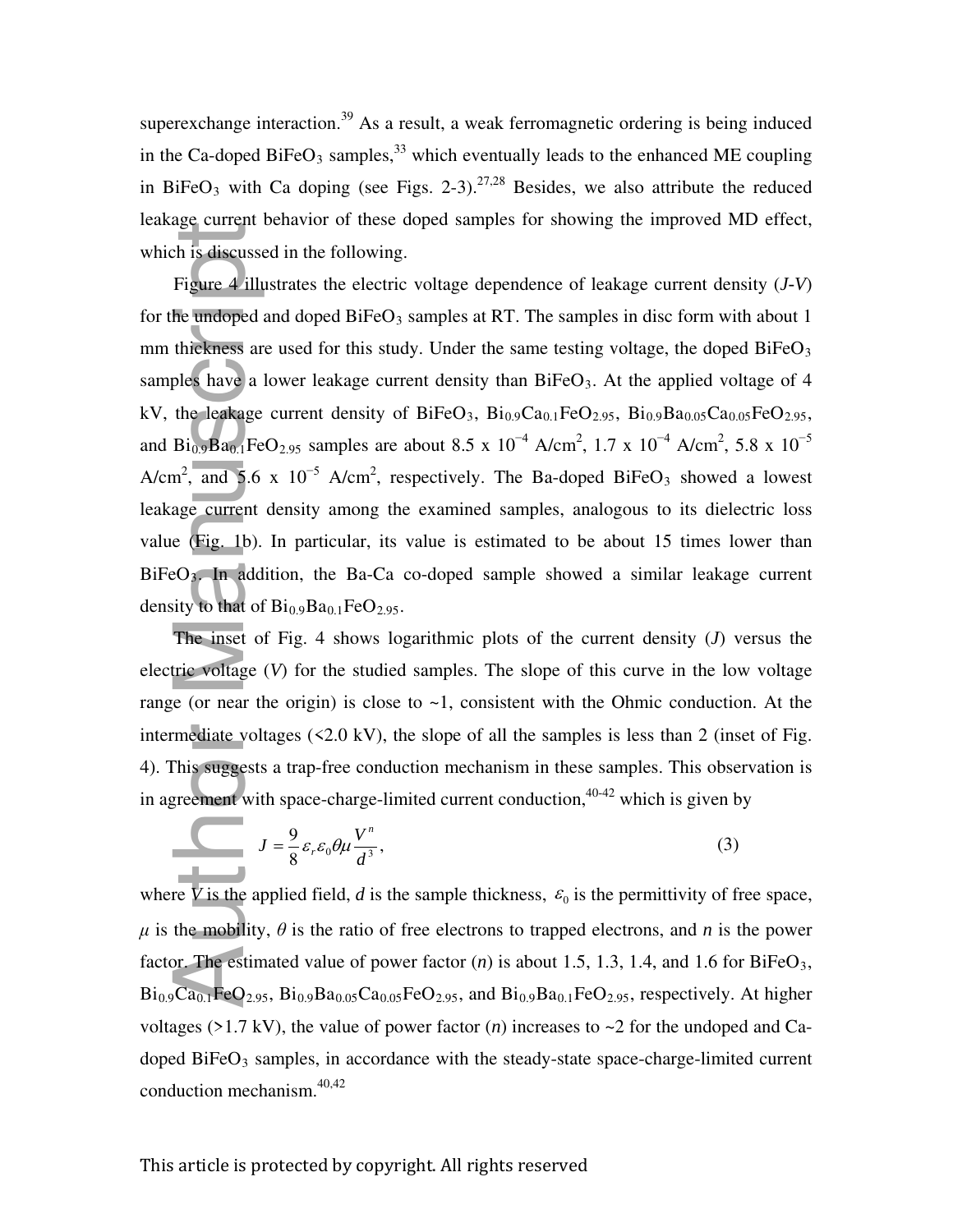superexchange interaction.[39] As a result, a weak ferromagnetic ordering is being induced in the Ca-doped $BiFeO_3$ samples,[33] which eventually leads to the enhanced ME coupling in $BiFeO_3$ with Ca doping (see Figs. 2-3).[27,28] Besides, we also attribute the reduced leakage current behavior of these doped samples for showing the improved MD effect, which is discussed in the following.

Figure 4 illustrates the electric voltage dependence of leakage current density (*J*-*V*) for the undoped and doped $BiFeO_3$ samples at RT. The samples in disc form with about 1 mm thickness are used for this study. Under the same testing voltage, the doped $BiFeO_3$ samples have a lower leakage current density than $BiFeO_3$. At the applied voltage of 4 kV, the leakage current density of $BiFeO_3$, $Bi_{0.9}Ca_{0.1}FeO_{2.95}$, $Bi_{0.9}Ba_{0.05}Ca_{0.05}FeO_{2.95}$, and $Bi_{0.9}Ba_{0.1}FeO_{2.95}$ samples are about 8.5 x $10^{-4}$ A/cm$^2$, 1.7 x $10^{-4}$ A/cm$^2$, 5.8 x $10^{-5}$ A/cm$^2$, and 5.6 x $10^{-5}$ A/cm$^2$, respectively. The Ba-doped $BiFeO_3$ showed a lowest leakage current density among the examined samples, analogous to its dielectric loss value (Fig. 1b). In particular, its value is estimated to be about 15 times lower than $BiFeO_3$. In addition, the Ba-Ca co-doped sample showed a similar leakage current density to that of $Bi_{0.9}Ba_{0.1}FeO_{2.95}$.

The inset of Fig. 4 shows logarithmic plots of the current density (*J*) versus the electric voltage (*V*) for the studied samples. The slope of this curve in the low voltage range (or near the origin) is close to ~1, consistent with the Ohmic conduction. At the intermediate voltages (<2.0 kV), the slope of all the samples is less than 2 (inset of Fig. 4). This suggests a trap-free conduction mechanism in these samples. This observation is in agreement with space-charge-limited current conduction,[40-42] which is given by

$$J = \frac{9}{8}\varepsilon_r \varepsilon_0 \theta \mu \frac{V^n}{d^3}, \tag{3}$$

where $V$ is the applied field, $d$ is the sample thickness, $\varepsilon_0$ is the permittivity of free space, $\mu$ is the mobility, $\theta$ is the ratio of free electrons to trapped electrons, and $n$ is the power factor. The estimated value of power factor ($n$) is about 1.5, 1.3, 1.4, and 1.6 for $BiFeO_3$, $Bi_{0.9}Ca_{0.1}FeO_{2.95}$, $Bi_{0.9}Ba_{0.05}Ca_{0.05}FeO_{2.95}$, and $Bi_{0.9}Ba_{0.1}FeO_{2.95}$, respectively. At higher voltages (>1.7 kV), the value of power factor ($n$) increases to ~2 for the undoped and Ca-doped $BiFeO_3$ samples, in accordance with the steady-state space-charge-limited current conduction mechanism.[40,42]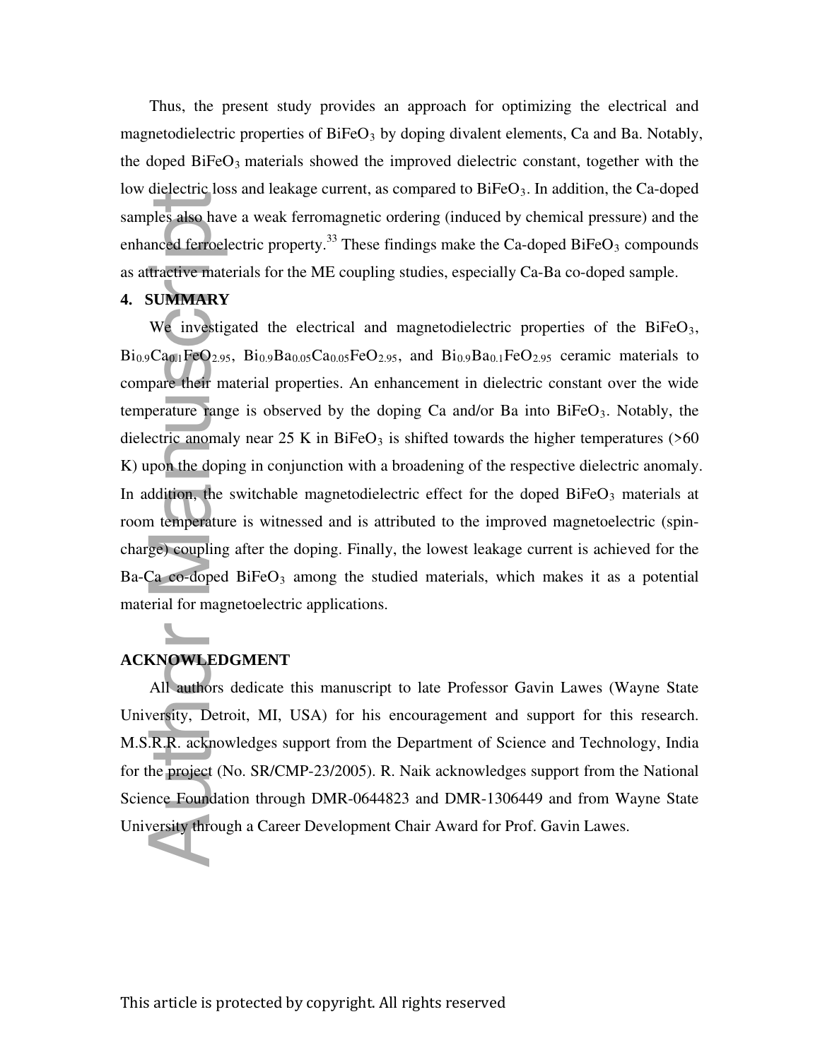Thus, the present study provides an approach for optimizing the electrical and magnetodielectric properties of $BiFeO_3$ by doping divalent elements, Ca and Ba. Notably, the doped $BiFeO_3$ materials showed the improved dielectric constant, together with the low dielectric loss and leakage current, as compared to $BiFeO_3$. In addition, the Ca-doped samples also have a weak ferromagnetic ordering (induced by chemical pressure) and the enhanced ferroelectric property.[33] These findings make the Ca-doped $BiFeO_3$ compounds as attractive materials for the ME coupling studies, especially Ca-Ba co-doped sample.

## 4. SUMMARY

We investigated the electrical and magnetodielectric properties of the $BiFeO_3$, $Bi_{0.9}Ca_{0.1}FeO_{2.95}$, $Bi_{0.9}Ba_{0.05}Ca_{0.05}FeO_{2.95}$, and $Bi_{0.9}Ba_{0.1}FeO_{2.95}$ ceramic materials to compare their material properties. An enhancement in dielectric constant over the wide temperature range is observed by the doping Ca and/or Ba into $BiFeO_3$. Notably, the dielectric anomaly near 25 K in $BiFeO_3$ is shifted towards the higher temperatures (>60 K) upon the doping in conjunction with a broadening of the respective dielectric anomaly. In addition, the switchable magnetodielectric effect for the doped $BiFeO_3$ materials at room temperature is witnessed and is attributed to the improved magnetoelectric (spin-charge) coupling after the doping. Finally, the lowest leakage current is achieved for the Ba-Ca co-doped $BiFeO_3$ among the studied materials, which makes it as a potential material for magnetoelectric applications.

## ACKNOWLEDGMENT

All authors dedicate this manuscript to late Professor Gavin Lawes (Wayne State University, Detroit, MI, USA) for his encouragement and support for this research. M.S.R.R. acknowledges support from the Department of Science and Technology, India for the project (No. SR/CMP-23/2005). R. Naik acknowledges support from the National Science Foundation through DMR-0644823 and DMR-1306449 and from Wayne State University through a Career Development Chair Award for Prof. Gavin Lawes.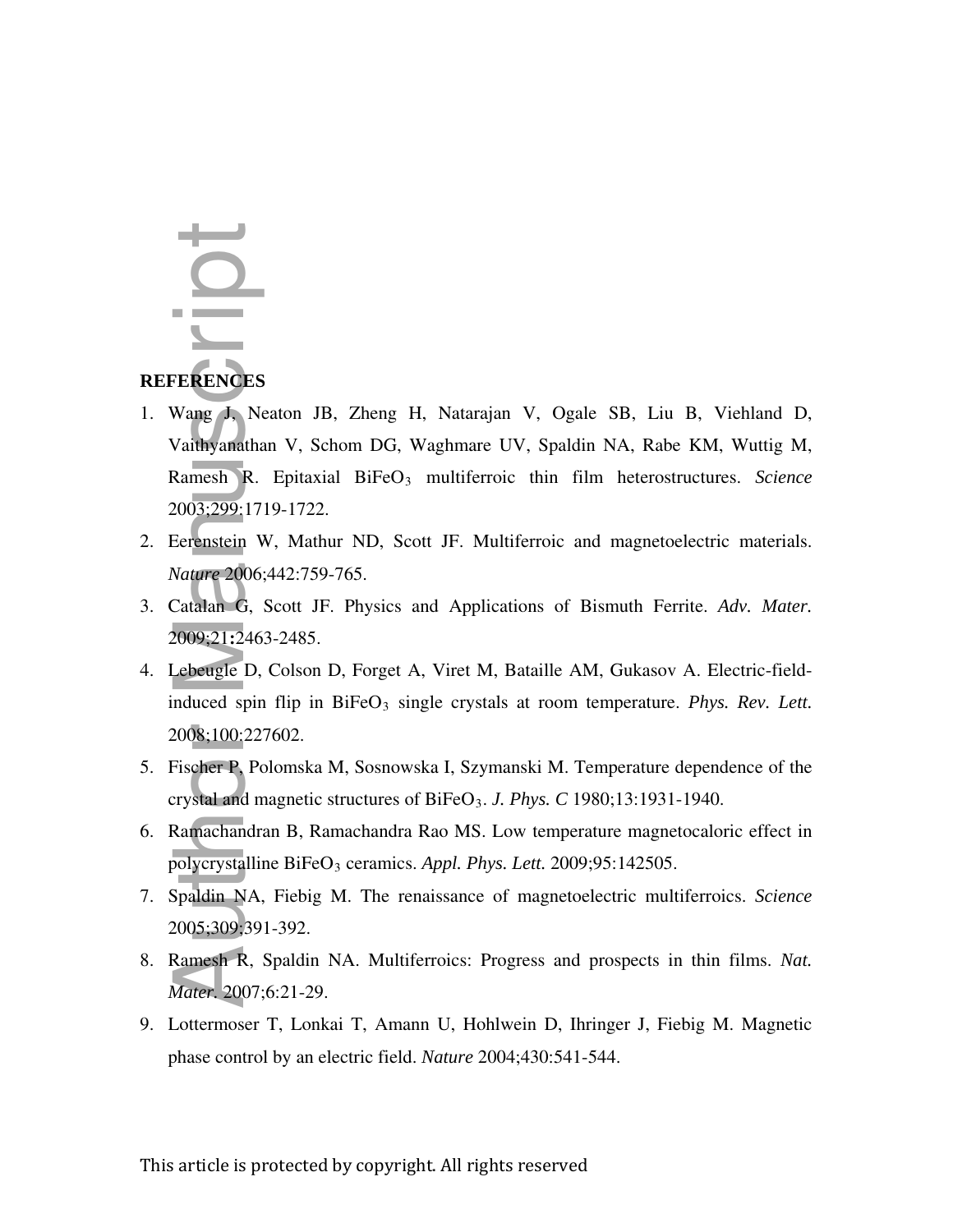**REFERENCES**

1. Wang J, Neaton JB, Zheng H, Natarajan V, Ogale SB, Liu B, Viehland D, Vaithyanathan V, Schom DG, Waghmare UV, Spaldin NA, Rabe KM, Wuttig M, Ramesh R. Epitaxial $BiFeO_3$ multiferroic thin film heterostructures. *Science* 2003;299:1719-1722.
2. Eerenstein W, Mathur ND, Scott JF. Multiferroic and magnetoelectric materials. *Nature* 2006;442:759-765.
3. Catalan G, Scott JF. Physics and Applications of Bismuth Ferrite. *Adv. Mater.* 2009;21**:**2463-2485.
4. Lebeugle D, Colson D, Forget A, Viret M, Bataille AM, Gukasov A. Electric-field-induced spin flip in $BiFeO_3$ single crystals at room temperature. *Phys. Rev. Lett.* 2008;100:227602.
5. Fischer P, Polomska M, Sosnowska I, Szymanski M. Temperature dependence of the crystal and magnetic structures of $BiFeO_3$. *J. Phys. C* 1980;13:1931-1940.
6. Ramachandran B, Ramachandra Rao MS. Low temperature magnetocaloric effect in polycrystalline $BiFeO_3$ ceramics. *Appl. Phys. Lett.* 2009;95:142505.
7. Spaldin NA, Fiebig M. The renaissance of magnetoelectric multiferroics. *Science* 2005;309:391-392.
8. Ramesh R, Spaldin NA. Multiferroics: Progress and prospects in thin films. *Nat. Mater.* 2007;6:21-29.
9. Lottermoser T, Lonkai T, Amann U, Hohlwein D, Ihringer J, Fiebig M. Magnetic phase control by an electric field. *Nature* 2004;430:541-544.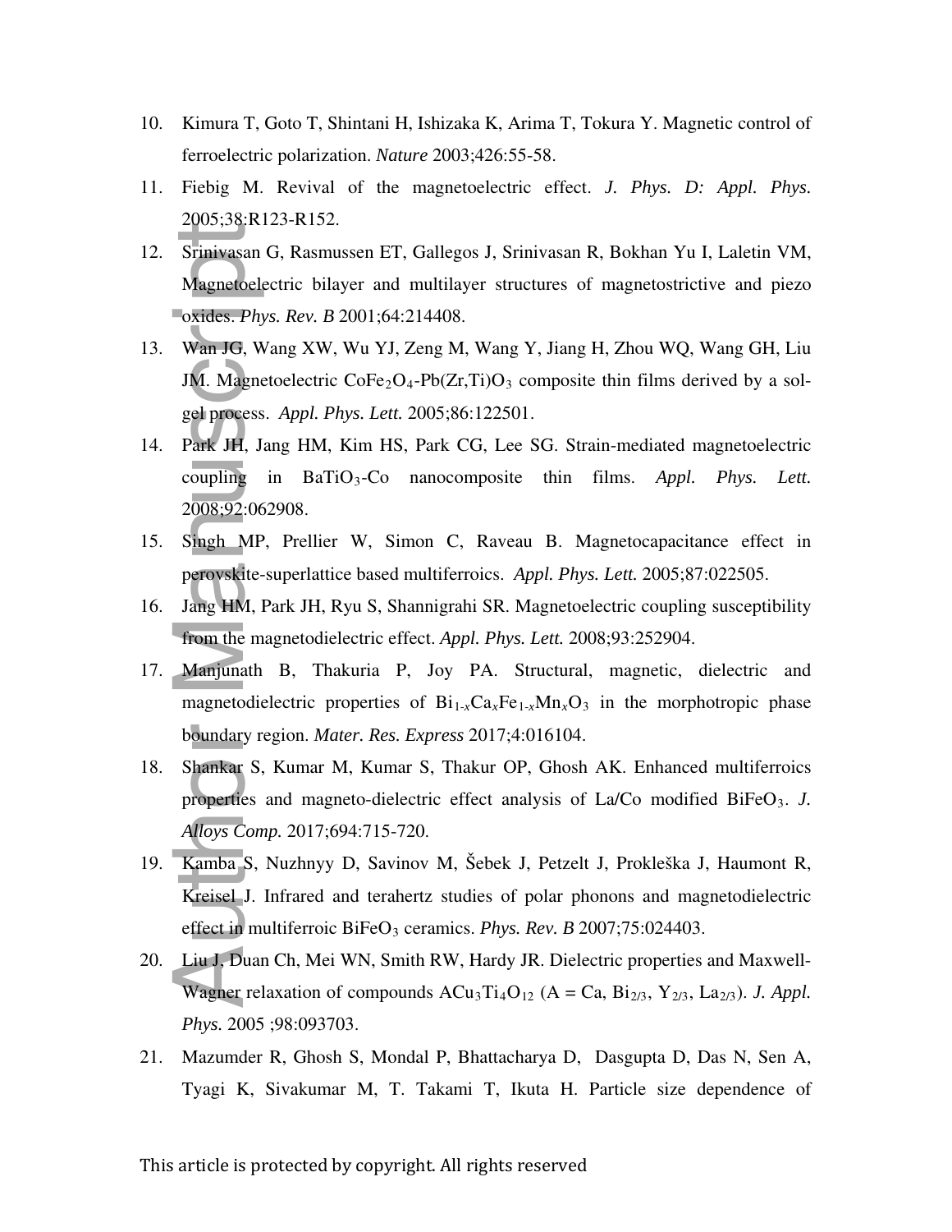10. Kimura T, Goto T, Shintani H, Ishizaka K, Arima T, Tokura Y. Magnetic control of ferroelectric polarization. *Nature* 2003;426:55-58.
11. Fiebig M. Revival of the magnetoelectric effect. *J. Phys. D: Appl. Phys.* 2005;38:R123-R152.
12. Srinivasan G, Rasmussen ET, Gallegos J, Srinivasan R, Bokhan Yu I, Laletin VM, Magnetoelectric bilayer and multilayer structures of magnetostrictive and piezo oxides. *Phys. Rev. B* 2001;64:214408.
13. Wan JG, Wang XW, Wu YJ, Zeng M, Wang Y, Jiang H, Zhou WQ, Wang GH, Liu JM. Magnetoelectric $CoFe_2O_4$-$Pb(Zr,Ti)O_3$ composite thin films derived by a sol-gel process. *Appl. Phys. Lett.* 2005;86:122501.
14. Park JH, Jang HM, Kim HS, Park CG, Lee SG. Strain-mediated magnetoelectric coupling in $BaTiO_3$-Co nanocomposite thin films. *Appl. Phys. Lett.* 2008;92:062908.
15. Singh MP, Prellier W, Simon C, Raveau B. Magnetocapacitance effect in perovskite-superlattice based multiferroics. *Appl. Phys. Lett.* 2005;87:022505.
16. Jang HM, Park JH, Ryu S, Shannigrahi SR. Magnetoelectric coupling susceptibility from the magnetodielectric effect. *Appl. Phys. Lett.* 2008;93:252904.
17. Manjunath B, Thakuria P, Joy PA. Structural, magnetic, dielectric and magnetodielectric properties of $Bi_{1-x}Ca_xFe_{1-x}Mn_xO_3$ in the morphotropic phase boundary region. *Mater. Res. Express* 2017;4:016104.
18. Shankar S, Kumar M, Kumar S, Thakur OP, Ghosh AK. Enhanced multiferroics properties and magneto-dielectric effect analysis of La/Co modified $BiFeO_3$. *J. Alloys Comp.* 2017;694:715-720.
19. Kamba S, Nuzhnyy D, Savinov M, Šebek J, Petzelt J, Prokleška J, Haumont R, Kreisel J. Infrared and terahertz studies of polar phonons and magnetodielectric effect in multiferroic $BiFeO_3$ ceramics. *Phys. Rev. B* 2007;75:024403.
20. Liu J, Duan Ch, Mei WN, Smith RW, Hardy JR. Dielectric properties and Maxwell-Wagner relaxation of compounds $ACu_3Ti_4O_{12}$ (A = Ca, $Bi_{2/3}$, $Y_{2/3}$, $La_{2/3}$). *J. Appl. Phys.* 2005 ;98:093703.
21. Mazumder R, Ghosh S, Mondal P, Bhattacharya D, Dasgupta D, Das N, Sen A, Tyagi K, Sivakumar M, T. Takami T, Ikuta H. Particle size dependence of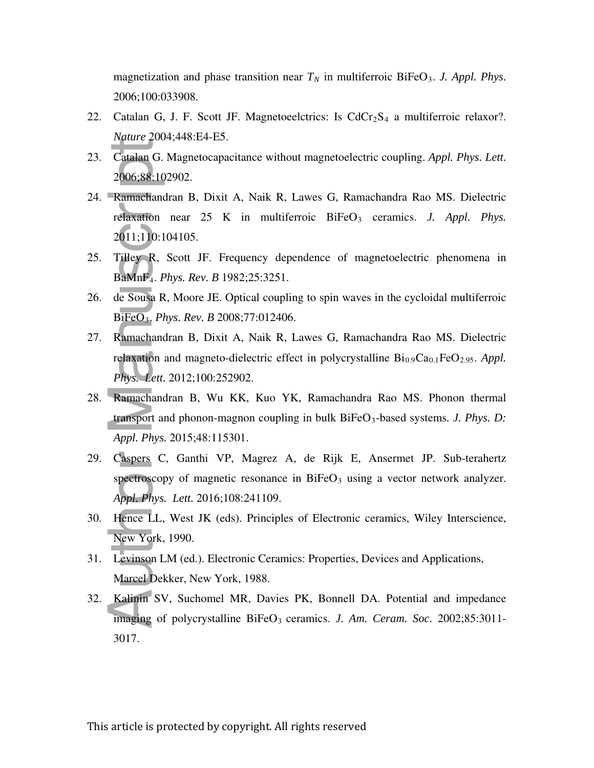magnetization and phase transition near $T_N$ in multiferroic $BiFeO_3$. *J. Appl. Phys.* 2006;100:033908.

22. Catalan G, J. F. Scott JF. Magnetoeelctrics: Is $CdCr_2S_4$ a multiferroic relaxor?. *Nature* 2004;448:E4-E5.
23. Catalan G. Magnetocapacitance without magnetoelectric coupling. *Appl. Phys. Lett.* 2006;88:102902.
24. Ramachandran B, Dixit A, Naik R, Lawes G, Ramachandra Rao MS. Dielectric relaxation near 25 K in multiferroic $BiFeO_3$ ceramics. *J. Appl. Phys.* 2011;110:104105.
25. Tilley R, Scott JF. Frequency dependence of magnetoelectric phenomena in $BaMnF_4$. *Phys. Rev. B* 1982;25:3251.
26. de Sousa R, Moore JE. Optical coupling to spin waves in the cycloidal multiferroic $BiFeO_3$. *Phys. Rev. B* 2008;77:012406.
27. Ramachandran B, Dixit A, Naik R, Lawes G, Ramachandra Rao MS. Dielectric relaxation and magneto-dielectric effect in polycrystalline $Bi_{0.9}Ca_{0.1}FeO_{2.95}$. *Appl. Phys. Lett.* 2012;100:252902.
28. Ramachandran B, Wu KK, Kuo YK, Ramachandra Rao MS. Phonon thermal transport and phonon-magnon coupling in bulk $BiFeO_3$-based systems. *J. Phys. D: Appl. Phys.* 2015;48:115301.
29. Caspers C, Ganthi VP, Magrez A, de Rijk E, Ansermet JP. Sub-terahertz spectroscopy of magnetic resonance in $BiFeO_3$ using a vector network analyzer. *Appl. Phys. Lett.* 2016;108:241109.
30. Hence LL, West JK (eds). Principles of Electronic ceramics, Wiley Interscience, New York, 1990.
31. Levinson LM (ed.). Electronic Ceramics: Properties, Devices and Applications, Marcel Dekker, New York, 1988.
32. Kalinin SV, Suchomel MR, Davies PK, Bonnell DA. Potential and impedance imaging of polycrystalline $BiFeO_3$ ceramics. *J. Am. Ceram. Soc.* 2002;85:3011-3017.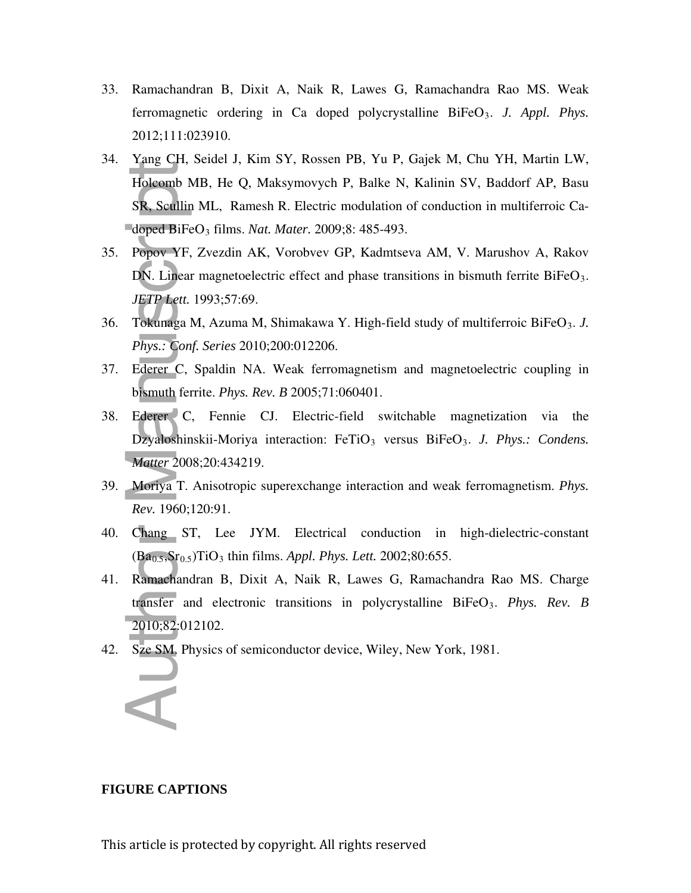33. Ramachandran B, Dixit A, Naik R, Lawes G, Ramachandra Rao MS. Weak ferromagnetic ordering in Ca doped polycrystalline $BiFeO_3$. *J. Appl. Phys.* 2012;111:023910.
34. Yang CH, Seidel J, Kim SY, Rossen PB, Yu P, Gajek M, Chu YH, Martin LW, Holcomb MB, He Q, Maksymovych P, Balke N, Kalinin SV, Baddorf AP, Basu SR, Scullin ML, Ramesh R. Electric modulation of conduction in multiferroic Ca-doped $BiFeO_3$ films. *Nat. Mater.* 2009;8: 485-493.
35. Popov YF, Zvezdin AK, Vorobvev GP, Kadmtseva AM, V. Marushov A, Rakov DN. Linear magnetoelectric effect and phase transitions in bismuth ferrite $BiFeO_3$. *JETP Lett.* 1993;57:69.
36. Tokunaga M, Azuma M, Shimakawa Y. High-field study of multiferroic $BiFeO_3$. *J. Phys.: Conf. Series* 2010;200:012206.
37. Ederer C, Spaldin NA. Weak ferromagnetism and magnetoelectric coupling in bismuth ferrite. *Phys. Rev. B* 2005;71:060401.
38. Ederer C, Fennie CJ. Electric-field switchable magnetization via the Dzyaloshinskii-Moriya interaction: $FeTiO_3$ versus $BiFeO_3$. *J. Phys.: Condens. Matter* 2008;20:434219.
39. Moriya T. Anisotropic superexchange interaction and weak ferromagnetism. *Phys. Rev.* 1960;120:91.
40. Chang ST, Lee JYM. Electrical conduction in high-dielectric-constant $(Ba_{0.5},Sr_{0.5})TiO_3$ thin films. *Appl. Phys. Lett.* 2002;80:655.
41. Ramachandran B, Dixit A, Naik R, Lawes G, Ramachandra Rao MS. Charge transfer and electronic transitions in polycrystalline $BiFeO_3$. *Phys. Rev. B* 2010;82:012102.
42. Sze SM, Physics of semiconductor device, Wiley, New York, 1981.

**FIGURE CAPTIONS**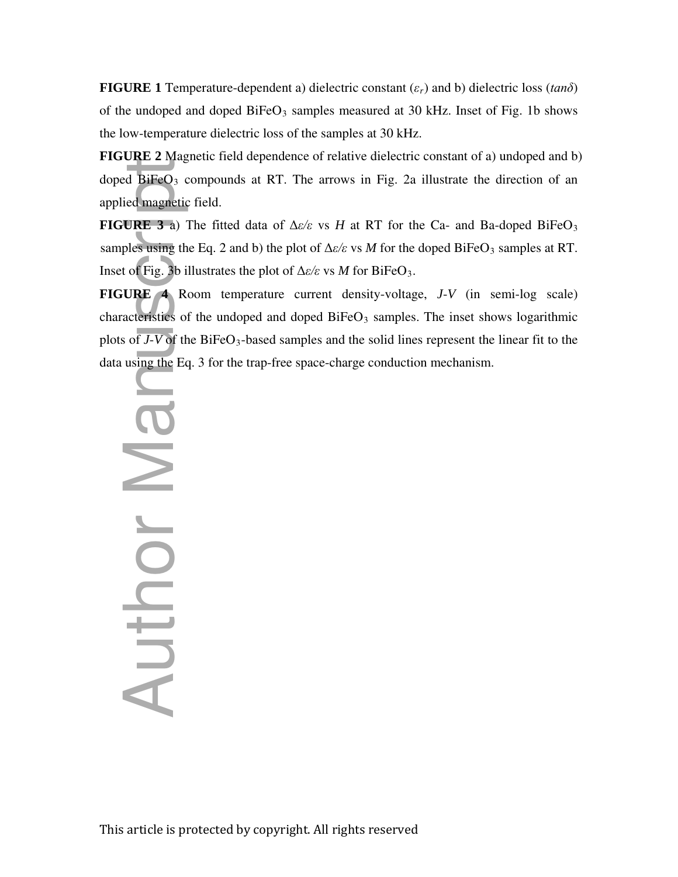**FIGURE 1** Temperature-dependent a) dielectric constant ($\varepsilon_r$) and b) dielectric loss (*tanδ*) of the undoped and doped $BiFeO_3$ samples measured at 30 kHz. Inset of Fig. 1b shows the low-temperature dielectric loss of the samples at 30 kHz.

**FIGURE 2** Magnetic field dependence of relative dielectric constant of a) undoped and b) doped $BiFeO_3$ compounds at RT. The arrows in Fig. 2a illustrate the direction of an applied magnetic field.

**FIGURE 3** a) The fitted data of $\Delta\varepsilon/\varepsilon$ vs $H$ at RT for the Ca- and Ba-doped $BiFeO_3$ samples using the Eq. 2 and b) the plot of $\Delta\varepsilon/\varepsilon$ vs $M$ for the doped $BiFeO_3$ samples at RT. Inset of Fig. 3b illustrates the plot of $\Delta\varepsilon/\varepsilon$ vs $M$ for $BiFeO_3$.

**FIGURE 4** Room temperature current density-voltage, *J-V* (in semi-log scale) characteristics of the undoped and doped $BiFeO_3$ samples. The inset shows logarithmic plots of *J-V* of the $BiFeO_3$-based samples and the solid lines represent the linear fit to the data using the Eq. 3 for the trap-free space-charge conduction mechanism.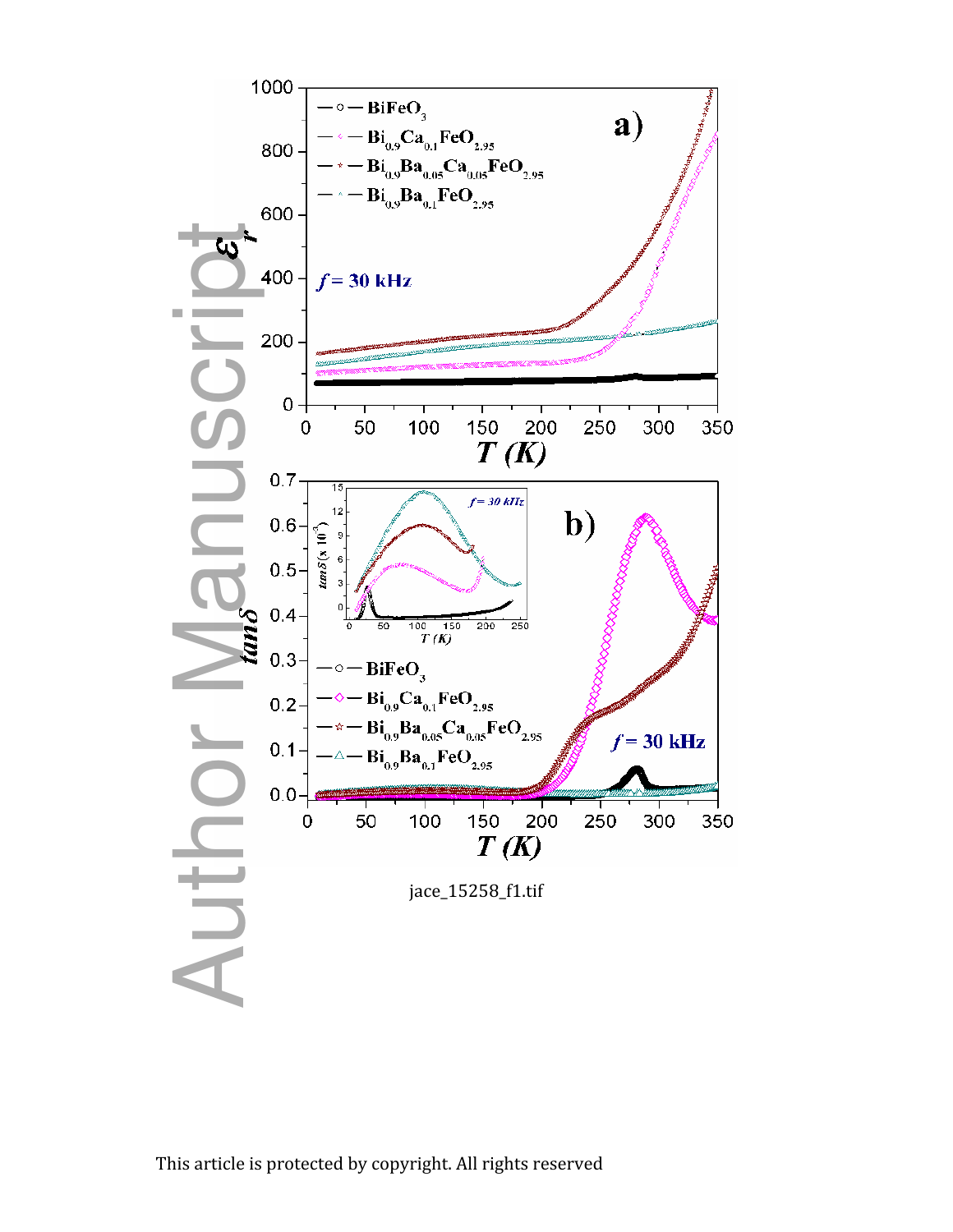jace_15258_f1.tif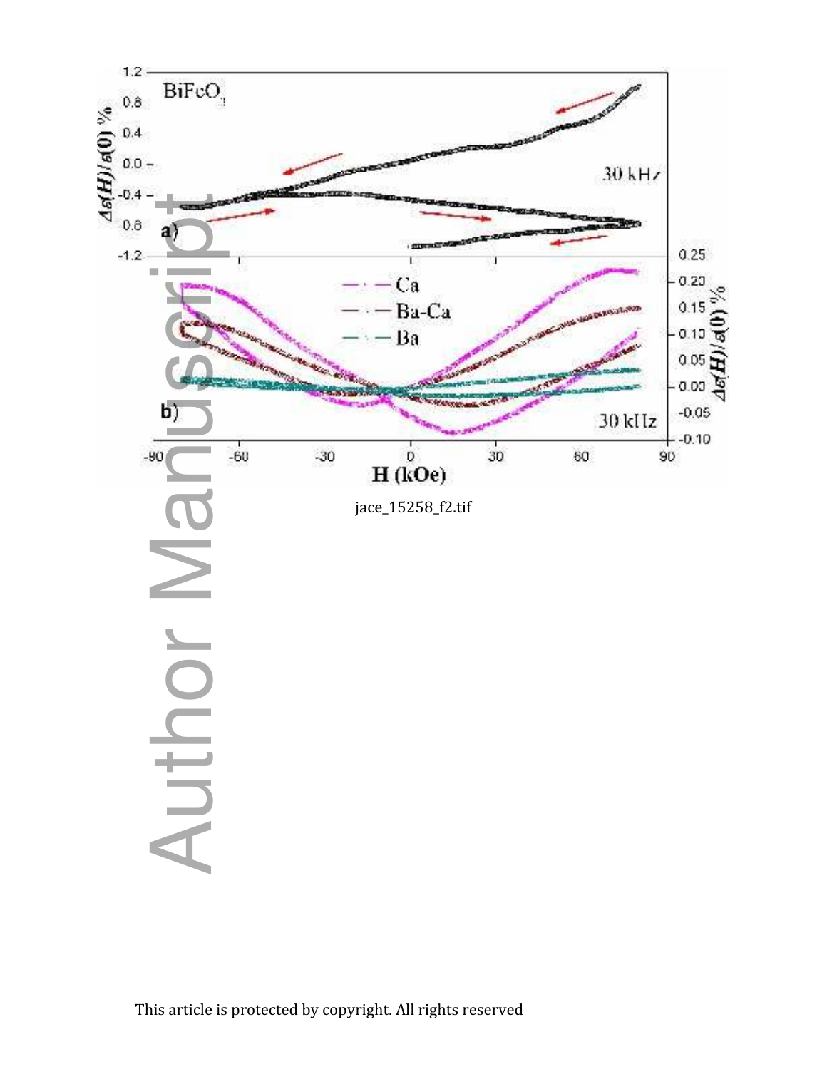jace_15258_f2.tif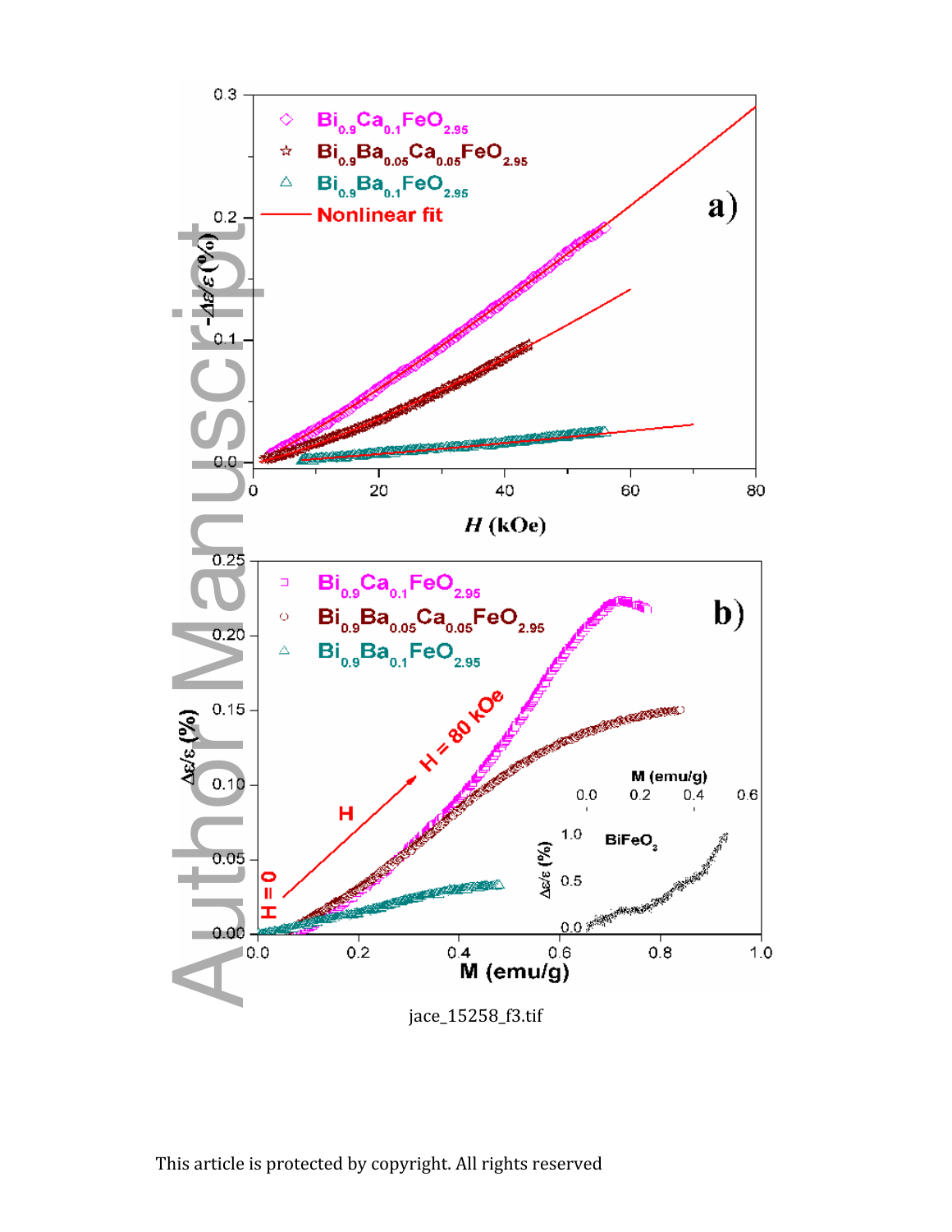jace_15258_f3.tif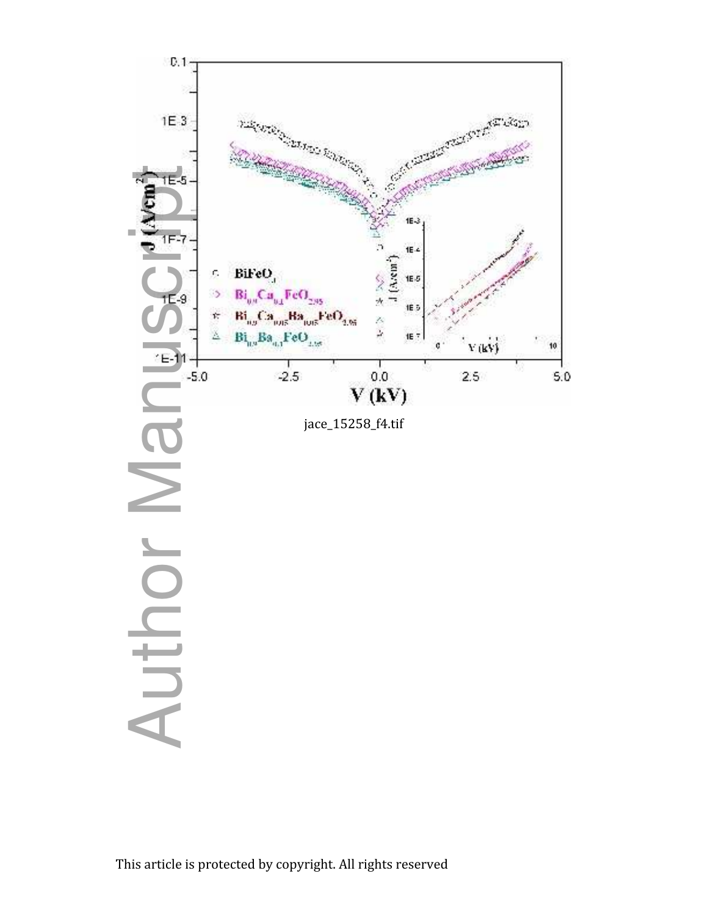0.1

1E-3

1E-5

1E-7

1E-9

1E-11

J (A/cm$^2$)

-5.0 -2.5 0.0 2.5 5.0

V (kV)

$BiFeO_3$

$Bi_{0.9}Ca_{0.1}FeO_{2.95}$

$Bi_{0.9}Ca_{0.05}Ba_{0.05}FeO_{2.95}$

$Bi_{0.9}Ba_{0.1}FeO_{2.95}$

1E-3

1E-4

1E-5

1E-6

1E-7

J (A/cm$^2$)

0 V (kV) 10

jace_15258_f4.tif

This article is protected by copyright. All rights reserved